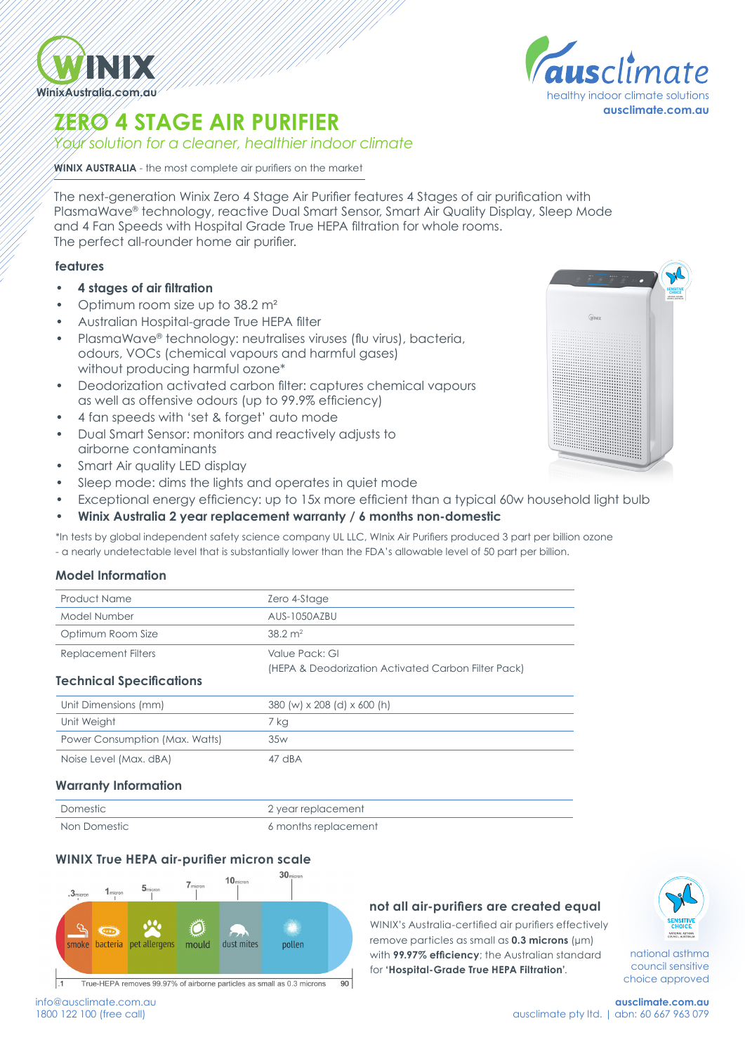WinixAustralia.com.au

ausclimate
healthy indoor climate solutions
**ausclimate.com.au**

# ZERO 4 STAGE AIR PURIFIER

*Your solution for a cleaner, healthier indoor climate*

**WINIX AUSTRALIA** - the most complete air purifiers on the market

The next-generation Winix Zero 4 Stage Air Purifier features 4 Stages of air purification with PlasmaWave® technology, reactive Dual Smart Sensor, Smart Air Quality Display, Sleep Mode and 4 Fan Speeds with Hospital Grade True HEPA filtration for whole rooms.
The perfect all-rounder home air purifier.

## features

- **4 stages of air filtration**
- Optimum room size up to 38.2 m²
- Australian Hospital-grade True HEPA filter
- PlasmaWave® technology: neutralises viruses (flu virus), bacteria, odours, VOCs (chemical vapours and harmful gases) without producing harmful ozone*
- Deodorization activated carbon filter: captures chemical vapours as well as offensive odours (up to 99.9% efficiency)
- 4 fan speeds with 'set & forget' auto mode
- Dual Smart Sensor: monitors and reactively adjusts to airborne contaminants
- Smart Air quality LED display
- Sleep mode: dims the lights and operates in quiet mode
- Exceptional energy efficiency: up to 15x more efficient than a typical 60w household light bulb
- **Winix Australia 2 year replacement warranty / 6 months non-domestic**

*In tests by global independent safety science company UL LLC, Winix Air Purifiers produced 3 part per billion ozone - a nearly undetectable level that is substantially lower than the FDA's allowable level of 50 part per billion.

## Model Information

| | |
|---|---|
| Product Name | Zero 4-Stage |
| Model Number | AUS-1050AZBU |
| Optimum Room Size | 38.2 m² |
| Replacement Filters | Value Pack: GI<br>(HEPA & Deodorization Activated Carbon Filter Pack) |

## Technical Specifications

| | |
|---|---|
| Unit Dimensions (mm) | 380 (w) x 208 (d) x 600 (h) |
| Unit Weight | 7 kg |
| Power Consumption (Max. Watts) | 35w |
| Noise Level (Max. dBA) | 47 dBA |

## Warranty Information

| | |
|---|---|
| Domestic | 2 year replacement |
| Non Domestic | 6 months replacement |

## WINIX True HEPA air-purifier micron scale

.3 micron – smoke; 1 micron – bacteria; 5 micron – pet allergens; 7 micron – mould; 10 micron – dust mites; 30 micron – pollen

.1 — True-HEPA removes 99.97% of airborne particles as small as 0.3 microns — 90

## not all air-purifiers are created equal

WINIX's Australia-certified air purifiers effectively remove particles as small as **0.3 microns** (µm) with **99.97% efficiency**; the Australian standard for '**Hospital-Grade True HEPA Filtration**'.

national asthma council sensitive choice approved

info@ausclimate.com.au
1800 122 100 (free call)

**ausclimate.com.au**
ausclimate pty ltd. | abn: 60 667 963 079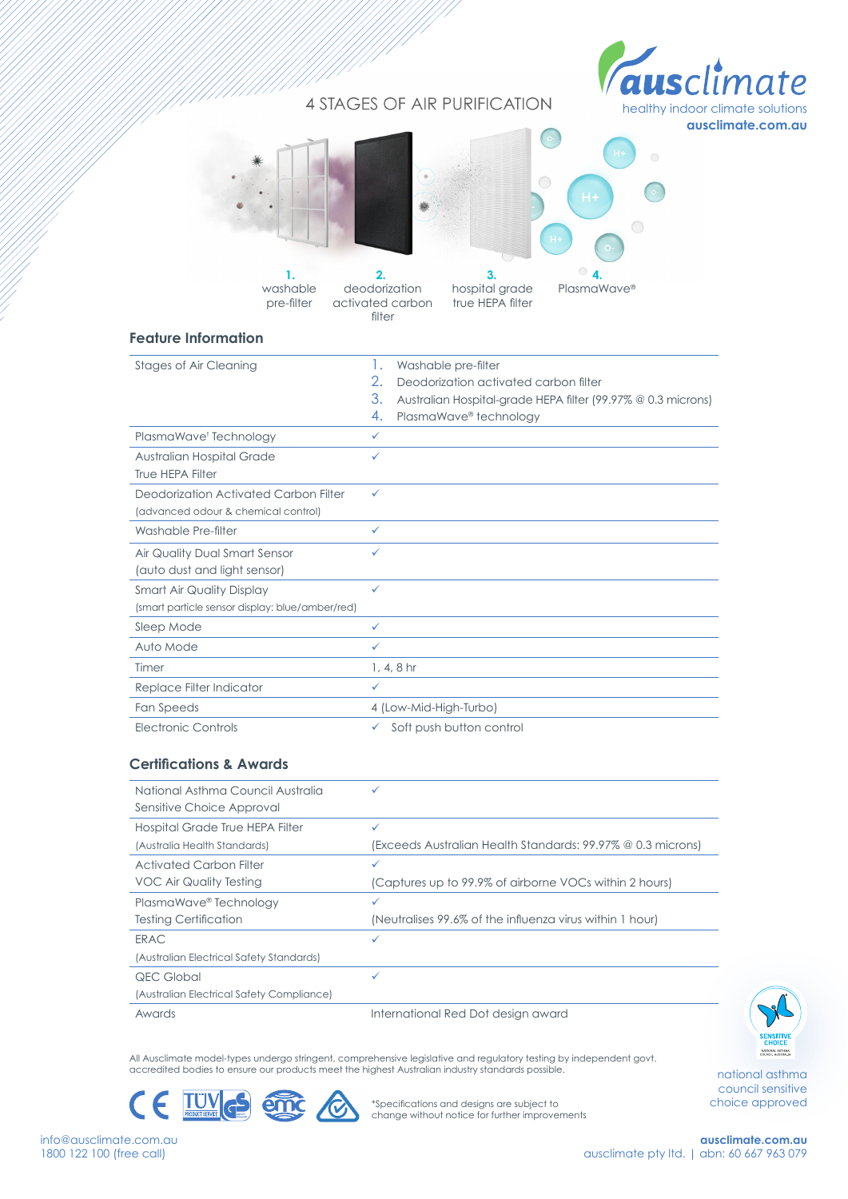ausclimate
healthy indoor climate solutions
ausclimate.com.au

## 4 STAGES OF AIR PURIFICATION

**1.** washable pre-filter

**2.** deodorization activated carbon filter

**3.** hospital grade true HEPA filter

**4.** PlasmaWave®

## Feature Information

| | |
|---|---|
| Stages of Air Cleaning | 1. Washable pre-filter<br>2. Deodorization activated carbon filter<br>3. Australian Hospital-grade HEPA filter (99.97% @ 0.3 microns)<br>4. PlasmaWave® technology |
| PlasmaWave' Technology | ✓ |
| Australian Hospital Grade True HEPA Filter | ✓ |
| Deodorization Activated Carbon Filter (advanced odour & chemical control) | ✓ |
| Washable Pre-filter | ✓ |
| Air Quality Dual Smart Sensor (auto dust and light sensor) | ✓ |
| Smart Air Quality Display (smart particle sensor display: blue/amber/red) | ✓ |
| Sleep Mode | ✓ |
| Auto Mode | ✓ |
| Timer | 1, 4, 8 hr |
| Replace Filter Indicator | ✓ |
| Fan Speeds | 4 (Low-Mid-High-Turbo) |
| Electronic Controls | ✓ Soft push button control |

## Certifications & Awards

| | |
|---|---|
| National Asthma Council Australia Sensitive Choice Approval | ✓ |
| Hospital Grade True HEPA Filter (Australia Health Standards) | ✓<br>(Exceeds Australian Health Standards: 99.97% @ 0.3 microns) |
| Activated Carbon Filter VOC Air Quality Testing | ✓<br>(Captures up to 99.9% of airborne VOCs within 2 hours) |
| PlasmaWave® Technology Testing Certification | ✓<br>(Neutralises 99.6% of the influenza virus within 1 hour) |
| ERAC (Australian Electrical Safety Standards) | ✓ |
| QEC Global (Australian Electrical Safety Compliance) | ✓ |
| Awards | International Red Dot design award |

All Ausclimate model-types undergo stringent, comprehensive legislative and regulatory testing by independent govt. accredited bodies to ensure our products meet the highest Australian industry standards possible.

national asthma council sensitive choice approved

*Specifications and designs are subject to change without notice for further improvements

info@ausclimate.com.au
1800 122 100 (free call)

ausclimate.com.au
ausclimate pty ltd. | abn: 60 667 963 079